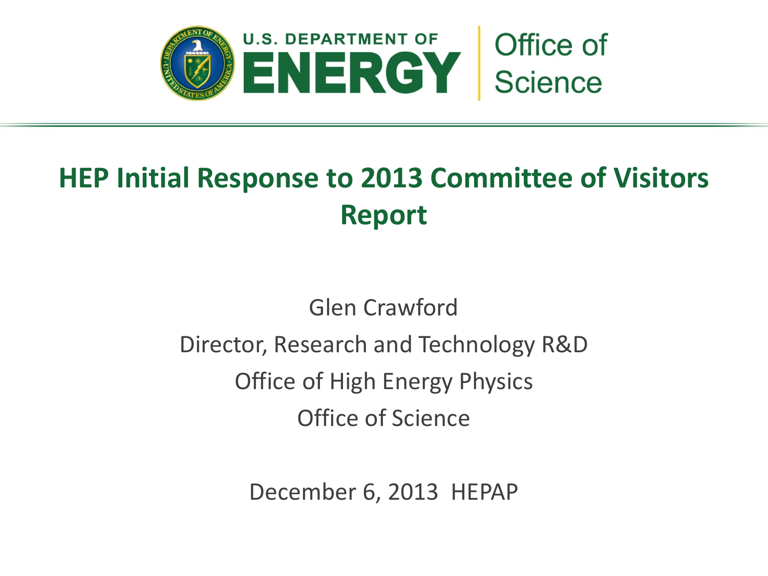U.S. DEPARTMENT OF ENERGY | Office of Science

# HEP Initial Response to 2013 Committee of Visitors Report

Glen Crawford

Director, Research and Technology R&D

Office of High Energy Physics

Office of Science

December 6, 2013 HEPAP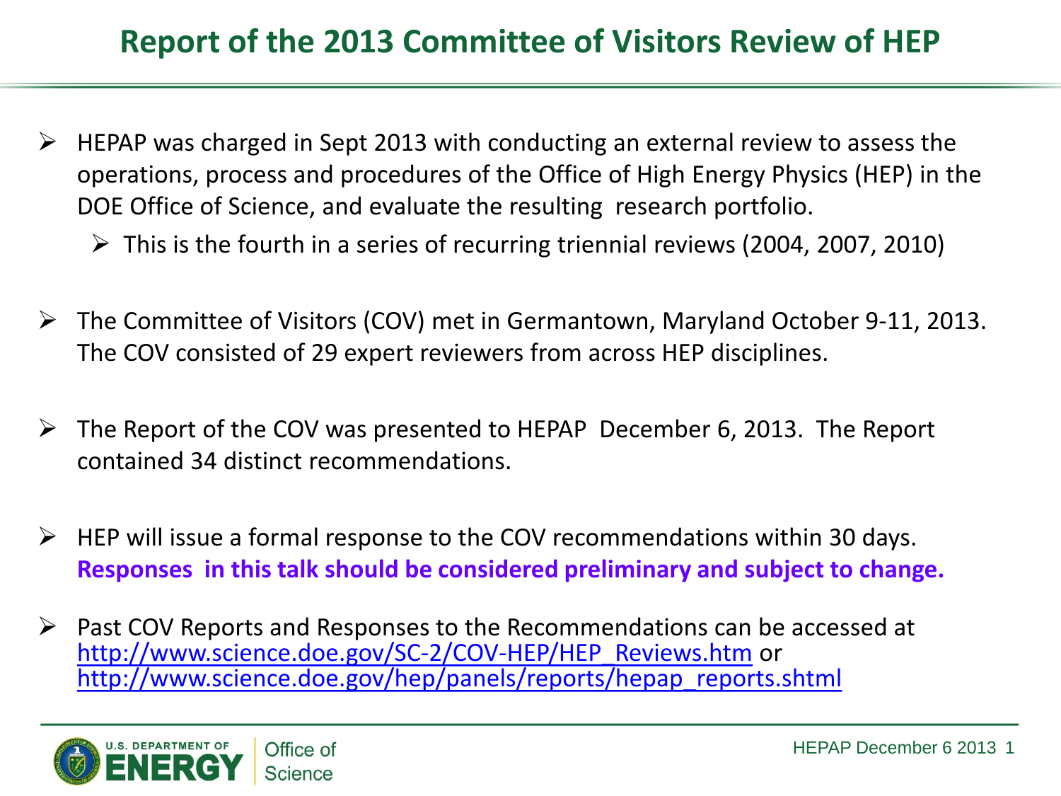# Report of the 2013 Committee of Visitors Review of HEP

- HEPAP was charged in Sept 2013 with conducting an external review to assess the operations, process and procedures of the Office of High Energy Physics (HEP) in the DOE Office of Science, and evaluate the resulting research portfolio.
  - This is the fourth in a series of recurring triennial reviews (2004, 2007, 2010)

- The Committee of Visitors (COV) met in Germantown, Maryland October 9-11, 2013. The COV consisted of 29 expert reviewers from across HEP disciplines.

- The Report of the COV was presented to HEPAP December 6, 2013. The Report contained 34 distinct recommendations.

- HEP will issue a formal response to the COV recommendations within 30 days. **Responses in this talk should be considered preliminary and subject to change.**

- Past COV Reports and Responses to the Recommendations can be accessed at http://www.science.doe.gov/SC-2/COV-HEP/HEP_Reviews.htm or http://www.science.doe.gov/hep/panels/reports/hepap_reports.shtml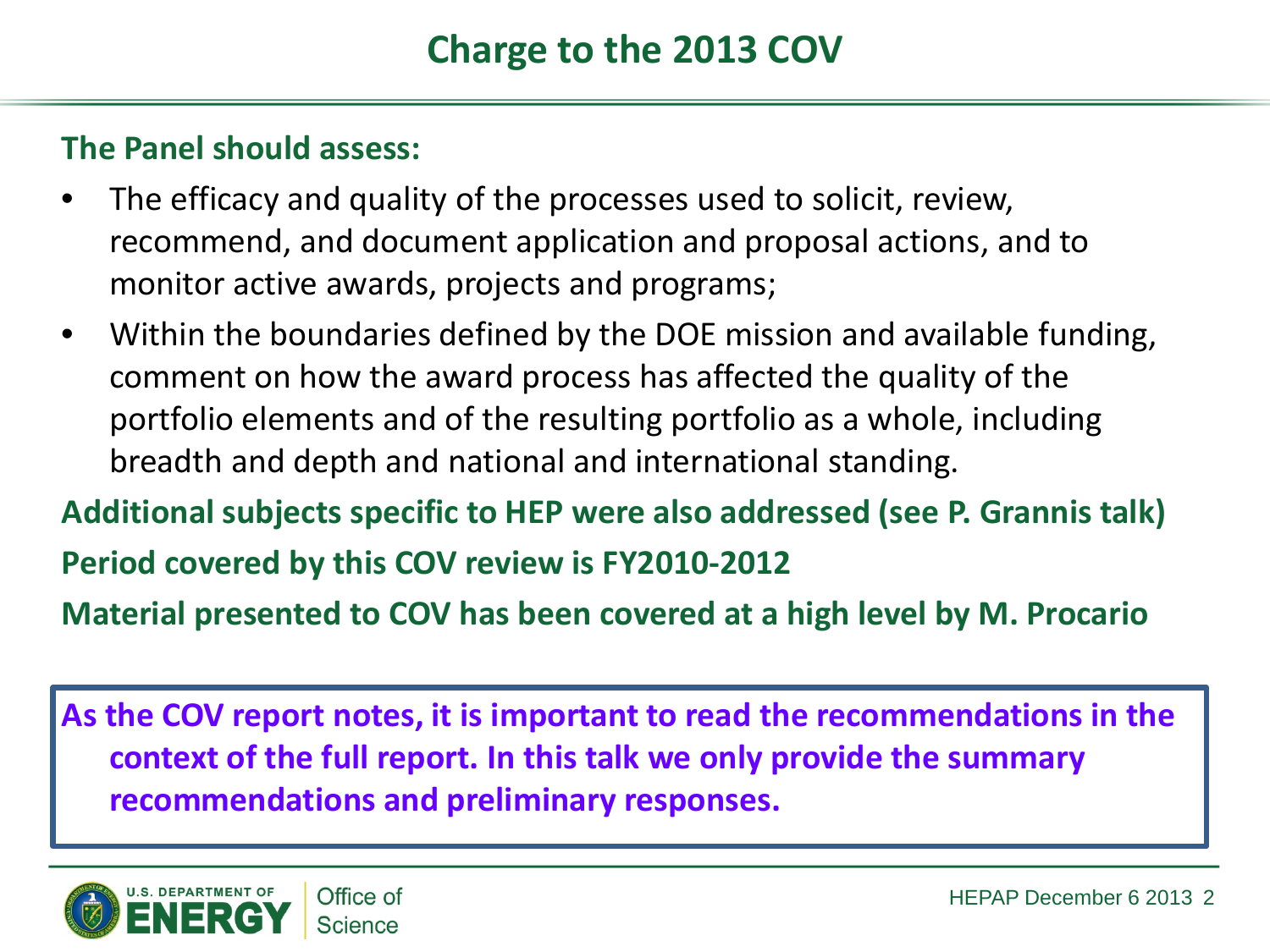# Charge to the 2013 COV

**The Panel should assess:**

- The efficacy and quality of the processes used to solicit, review, recommend, and document application and proposal actions, and to monitor active awards, projects and programs;
- Within the boundaries defined by the DOE mission and available funding, comment on how the award process has affected the quality of the portfolio elements and of the resulting portfolio as a whole, including breadth and depth and national and international standing.

**Additional subjects specific to HEP were also addressed (see P. Grannis talk)**

**Period covered by this COV review is FY2010-2012**

**Material presented to COV has been covered at a high level by M. Procario**

**As the COV report notes, it is important to read the recommendations in the context of the full report. In this talk we only provide the summary recommendations and preliminary responses.**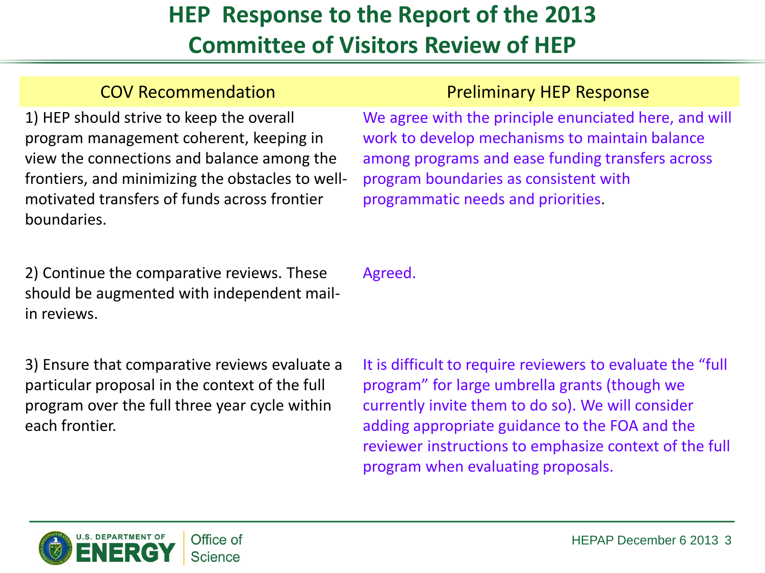# HEP Response to the Report of the 2013 Committee of Visitors Review of HEP

| COV Recommendation | Preliminary HEP Response |
| --- | --- |
| 1) HEP should strive to keep the overall program management coherent, keeping in view the connections and balance among the frontiers, and minimizing the obstacles to well-motivated transfers of funds across frontier boundaries. | We agree with the principle enunciated here, and will work to develop mechanisms to maintain balance among programs and ease funding transfers across program boundaries as consistent with programmatic needs and priorities. |
| 2) Continue the comparative reviews. These should be augmented with independent mail-in reviews. | Agreed. |
| 3) Ensure that comparative reviews evaluate a particular proposal in the context of the full program over the full three year cycle within each frontier. | It is difficult to require reviewers to evaluate the "full program" for large umbrella grants (though we currently invite them to do so). We will consider adding appropriate guidance to the FOA and the reviewer instructions to emphasize context of the full program when evaluating proposals. |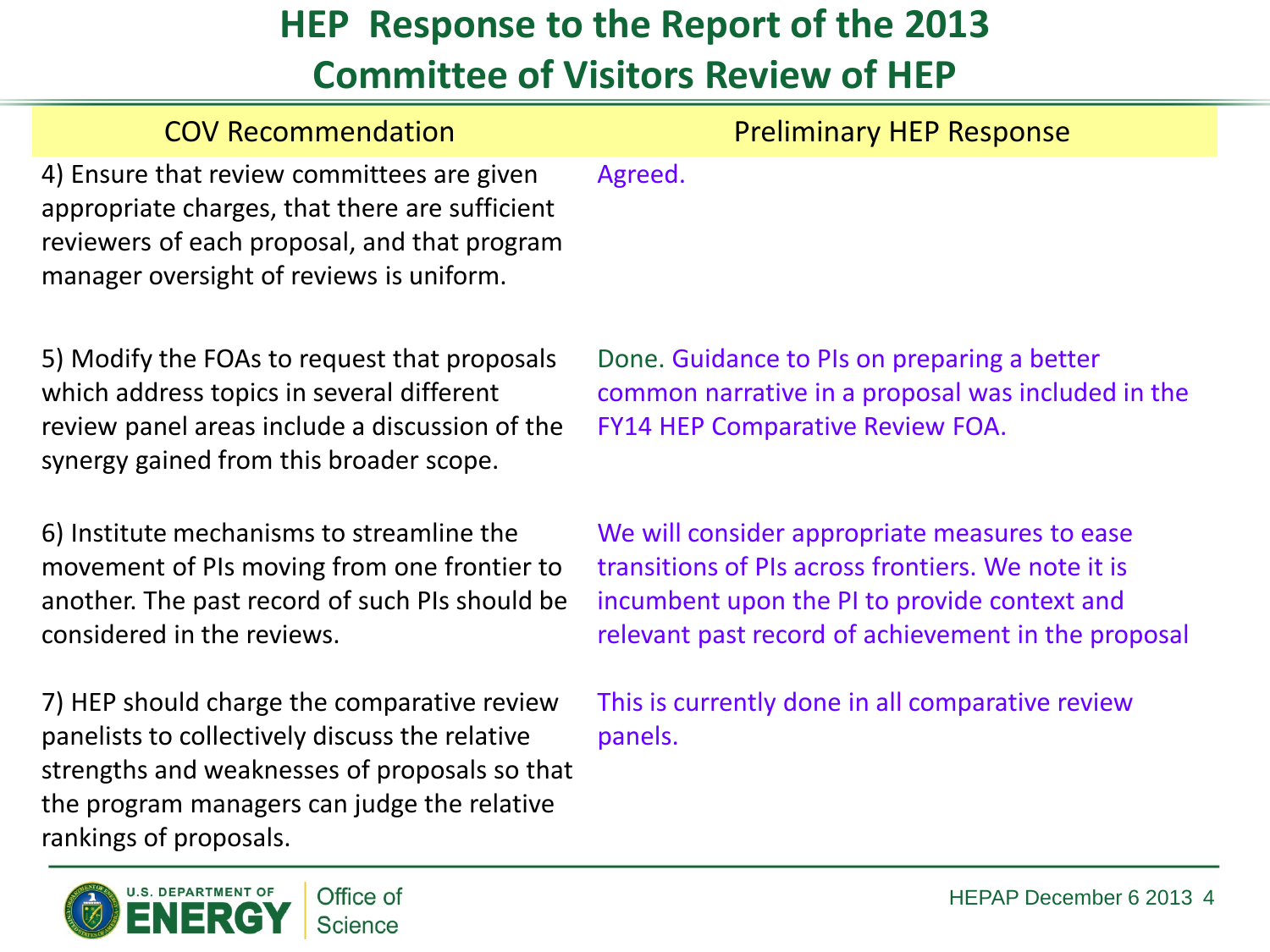# HEP Response to the Report of the 2013 Committee of Visitors Review of HEP

| COV Recommendation | Preliminary HEP Response |
| --- | --- |
| 4) Ensure that review committees are given appropriate charges, that there are sufficient reviewers of each proposal, and that program manager oversight of reviews is uniform. | Agreed. |
| 5) Modify the FOAs to request that proposals which address topics in several different review panel areas include a discussion of the synergy gained from this broader scope. | Done. Guidance to PIs on preparing a better common narrative in a proposal was included in the FY14 HEP Comparative Review FOA. |
| 6) Institute mechanisms to streamline the movement of PIs moving from one frontier to another. The past record of such PIs should be considered in the reviews. | We will consider appropriate measures to ease transitions of PIs across frontiers. We note it is incumbent upon the PI to provide context and relevant past record of achievement in the proposal |
| 7) HEP should charge the comparative review panelists to collectively discuss the relative strengths and weaknesses of proposals so that the program managers can judge the relative rankings of proposals. | This is currently done in all comparative review panels. |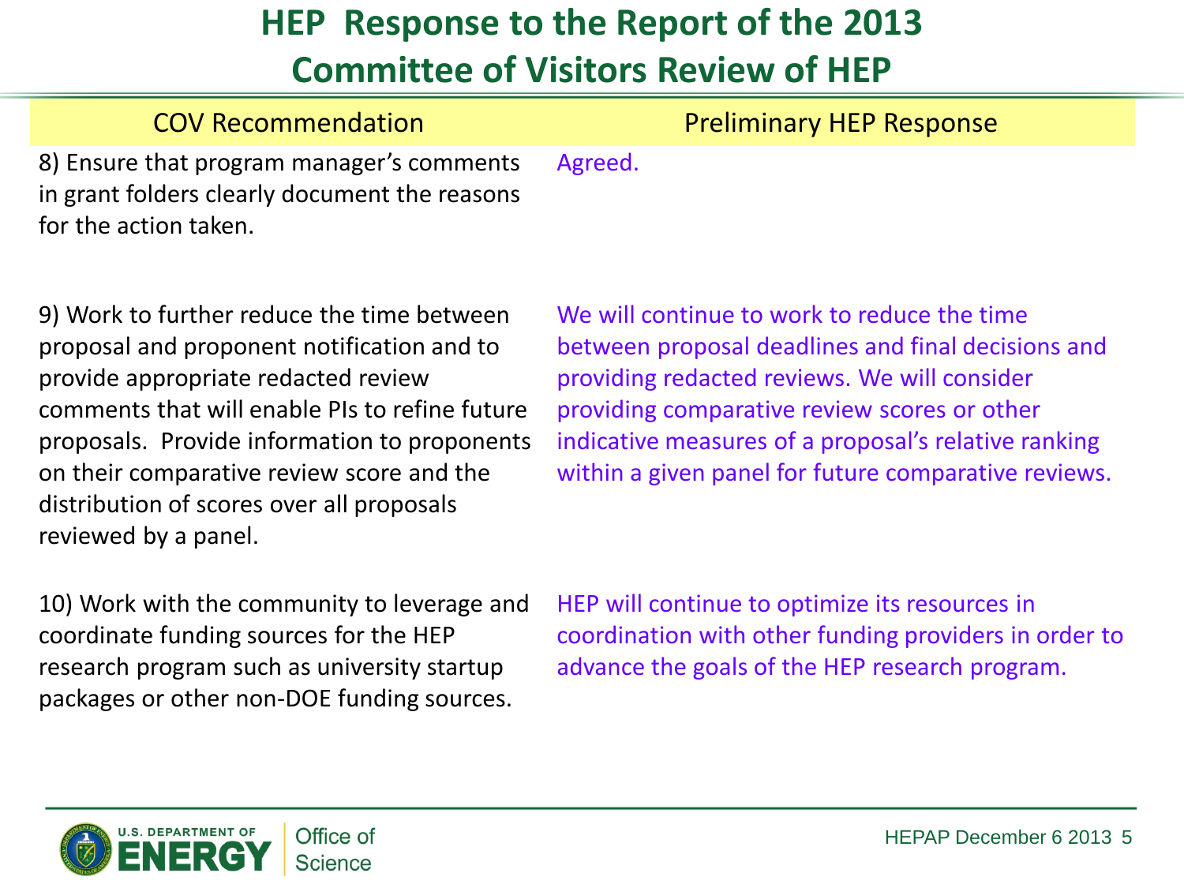# HEP Response to the Report of the 2013 Committee of Visitors Review of HEP

| COV Recommendation | Preliminary HEP Response |
|---|---|
| 8) Ensure that program manager's comments in grant folders clearly document the reasons for the action taken. | Agreed. |
| 9) Work to further reduce the time between proposal and proponent notification and to provide appropriate redacted review comments that will enable PIs to refine future proposals. Provide information to proponents on their comparative review score and the distribution of scores over all proposals reviewed by a panel. | We will continue to work to reduce the time between proposal deadlines and final decisions and providing redacted reviews. We will consider providing comparative review scores or other indicative measures of a proposal's relative ranking within a given panel for future comparative reviews. |
| 10) Work with the community to leverage and coordinate funding sources for the HEP research program such as university startup packages or other non-DOE funding sources. | HEP will continue to optimize its resources in coordination with other funding providers in order to advance the goals of the HEP research program. |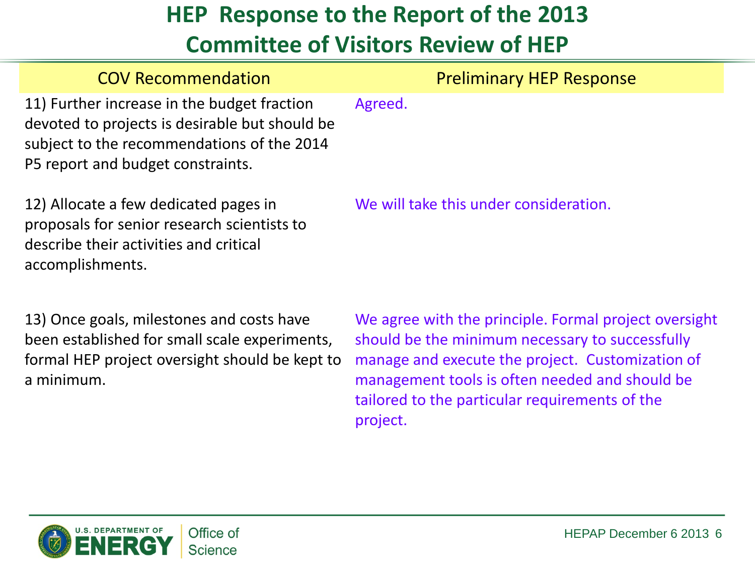# HEP Response to the Report of the 2013 Committee of Visitors Review of HEP

| COV Recommendation | Preliminary HEP Response |
|---|---|
| 11) Further increase in the budget fraction devoted to projects is desirable but should be subject to the recommendations of the 2014 P5 report and budget constraints. | Agreed. |
| 12) Allocate a few dedicated pages in proposals for senior research scientists to describe their activities and critical accomplishments. | We will take this under consideration. |
| 13) Once goals, milestones and costs have been established for small scale experiments, formal HEP project oversight should be kept to a minimum. | We agree with the principle. Formal project oversight should be the minimum necessary to successfully manage and execute the project. Customization of management tools is often needed and should be tailored to the particular requirements of the project. |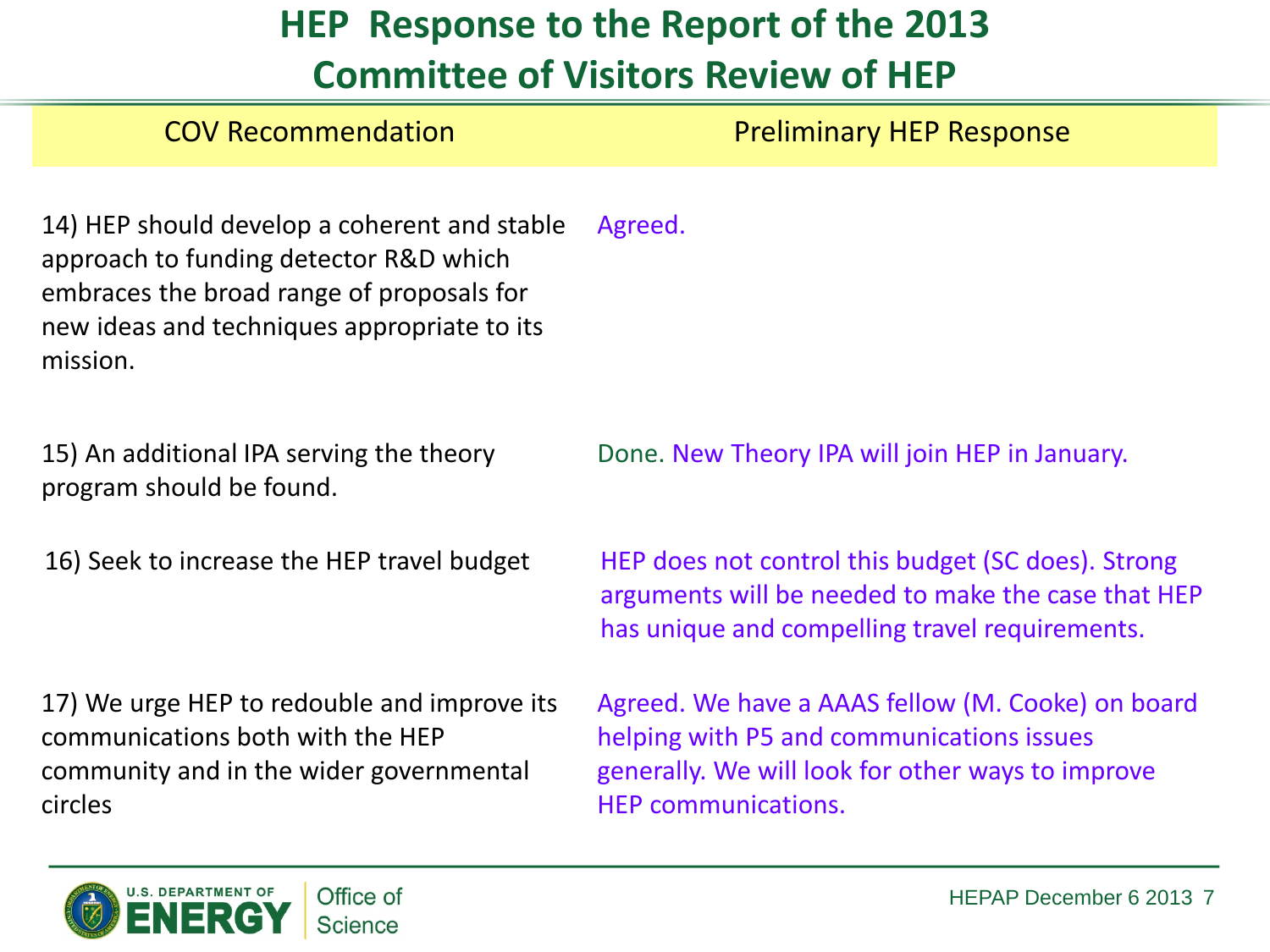# HEP Response to the Report of the 2013 Committee of Visitors Review of HEP

| COV Recommendation | Preliminary HEP Response |
| --- | --- |
| 14) HEP should develop a coherent and stable approach to funding detector R&D which embraces the broad range of proposals for new ideas and techniques appropriate to its mission. | Agreed. |
| 15) An additional IPA serving the theory program should be found. | Done. New Theory IPA will join HEP in January. |
| 16) Seek to increase the HEP travel budget | HEP does not control this budget (SC does). Strong arguments will be needed to make the case that HEP has unique and compelling travel requirements. |
| 17) We urge HEP to redouble and improve its communications both with the HEP community and in the wider governmental circles | Agreed. We have a AAAS fellow (M. Cooke) on board helping with P5 and communications issues generally. We will look for other ways to improve HEP communications. |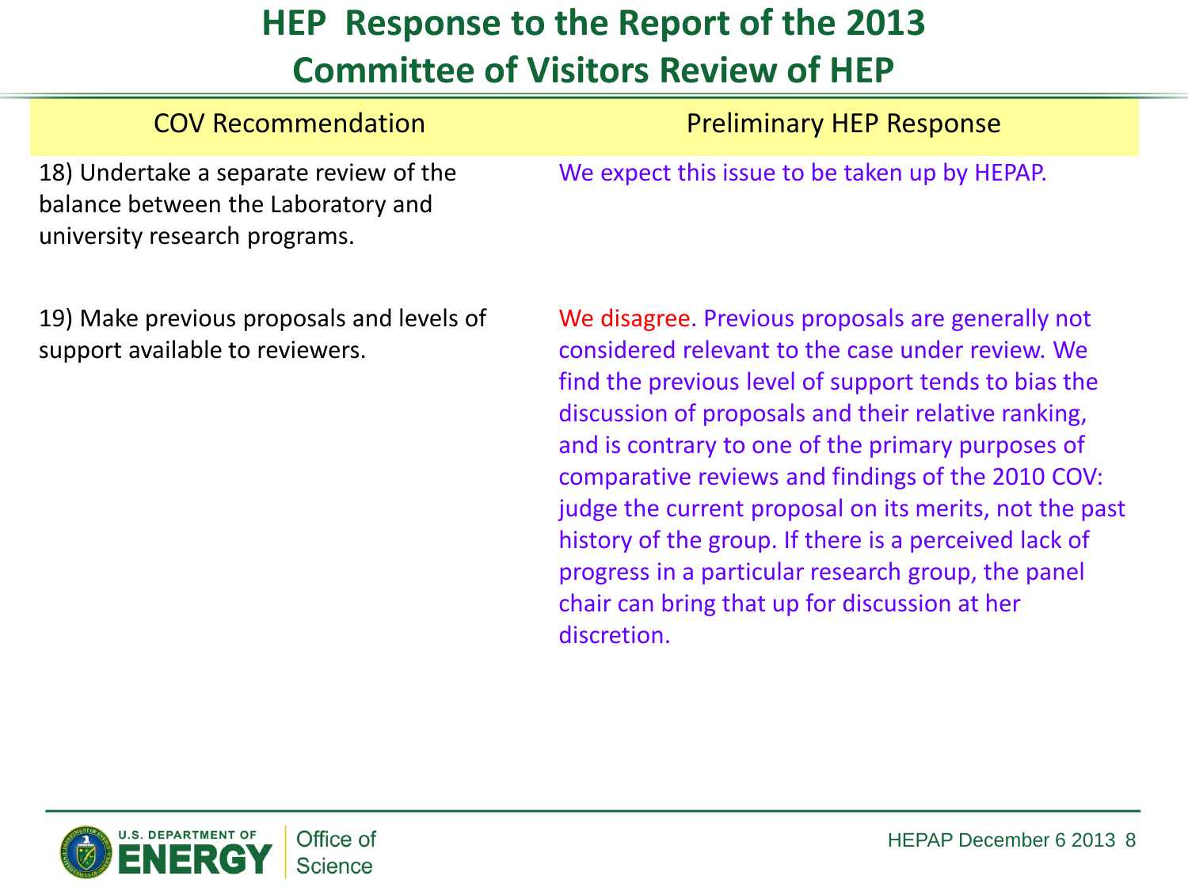# HEP Response to the Report of the 2013 Committee of Visitors Review of HEP

| COV Recommendation | Preliminary HEP Response |
| --- | --- |
| 18) Undertake a separate review of the balance between the Laboratory and university research programs. | We expect this issue to be taken up by HEPAP. |
| 19) Make previous proposals and levels of support available to reviewers. | We disagree. Previous proposals are generally not considered relevant to the case under review. We find the previous level of support tends to bias the discussion of proposals and their relative ranking, and is contrary to one of the primary purposes of comparative reviews and findings of the 2010 COV: judge the current proposal on its merits, not the past history of the group. If there is a perceived lack of progress in a particular research group, the panel chair can bring that up for discussion at her discretion. |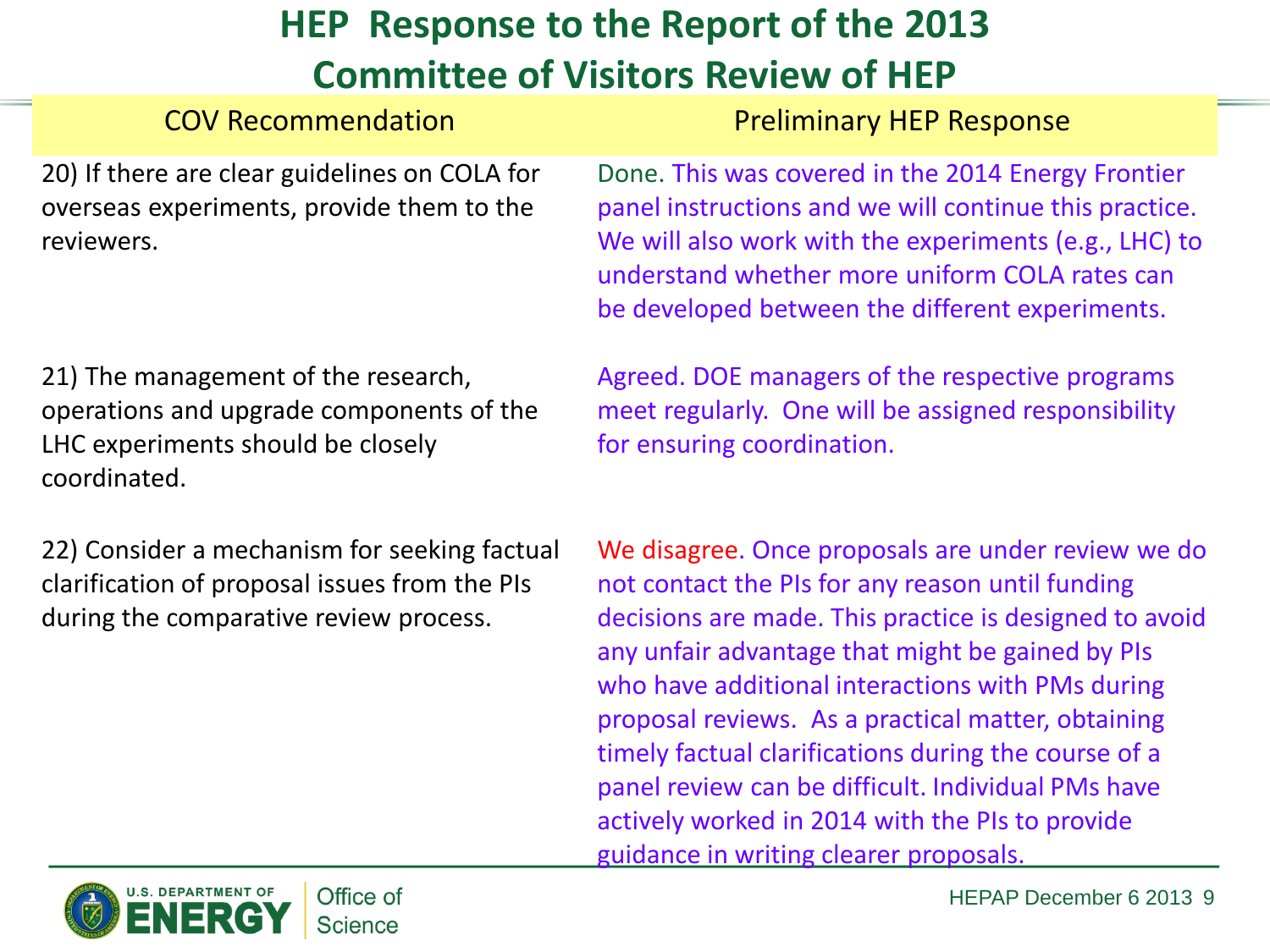# HEP Response to the Report of the 2013 Committee of Visitors Review of HEP

| COV Recommendation | Preliminary HEP Response |
|---|---|
| 20) If there are clear guidelines on COLA for overseas experiments, provide them to the reviewers. | Done. This was covered in the 2014 Energy Frontier panel instructions and we will continue this practice. We will also work with the experiments (e.g., LHC) to understand whether more uniform COLA rates can be developed between the different experiments. |
| 21) The management of the research, operations and upgrade components of the LHC experiments should be closely coordinated. | Agreed. DOE managers of the respective programs meet regularly. One will be assigned responsibility for ensuring coordination. |
| 22) Consider a mechanism for seeking factual clarification of proposal issues from the PIs during the comparative review process. | We disagree. Once proposals are under review we do not contact the PIs for any reason until funding decisions are made. This practice is designed to avoid any unfair advantage that might be gained by PIs who have additional interactions with PMs during proposal reviews. As a practical matter, obtaining timely factual clarifications during the course of a panel review can be difficult. Individual PMs have actively worked in 2014 with the PIs to provide guidance in writing clearer proposals. |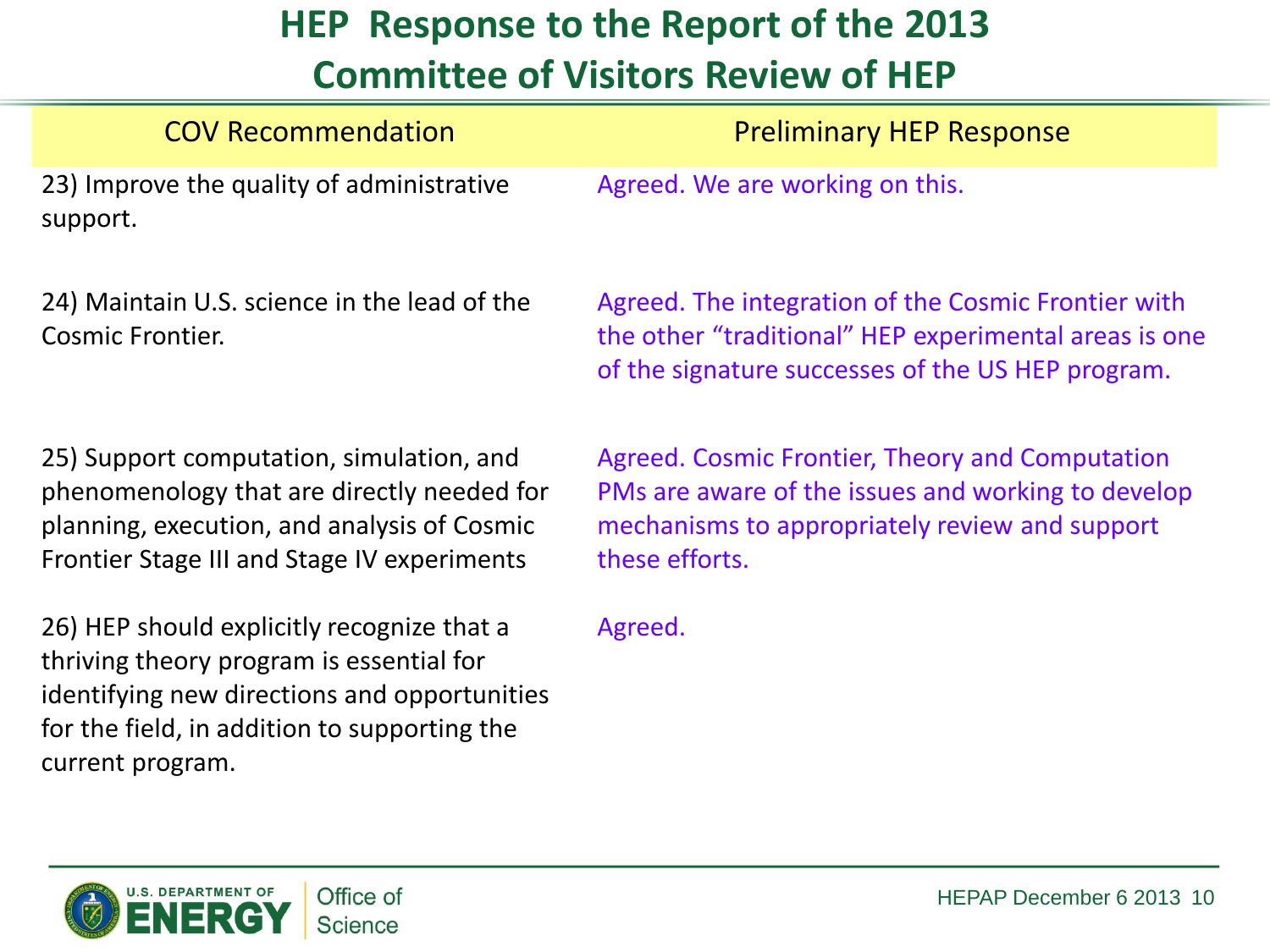# HEP Response to the Report of the 2013 Committee of Visitors Review of HEP

| COV Recommendation | Preliminary HEP Response |
| --- | --- |
| 23) Improve the quality of administrative support. | Agreed. We are working on this. |
| 24) Maintain U.S. science in the lead of the Cosmic Frontier. | Agreed. The integration of the Cosmic Frontier with the other "traditional" HEP experimental areas is one of the signature successes of the US HEP program. |
| 25) Support computation, simulation, and phenomenology that are directly needed for planning, execution, and analysis of Cosmic Frontier Stage III and Stage IV experiments | Agreed. Cosmic Frontier, Theory and Computation PMs are aware of the issues and working to develop mechanisms to appropriately review and support these efforts. |
| 26) HEP should explicitly recognize that a thriving theory program is essential for identifying new directions and opportunities for the field, in addition to supporting the current program. | Agreed. |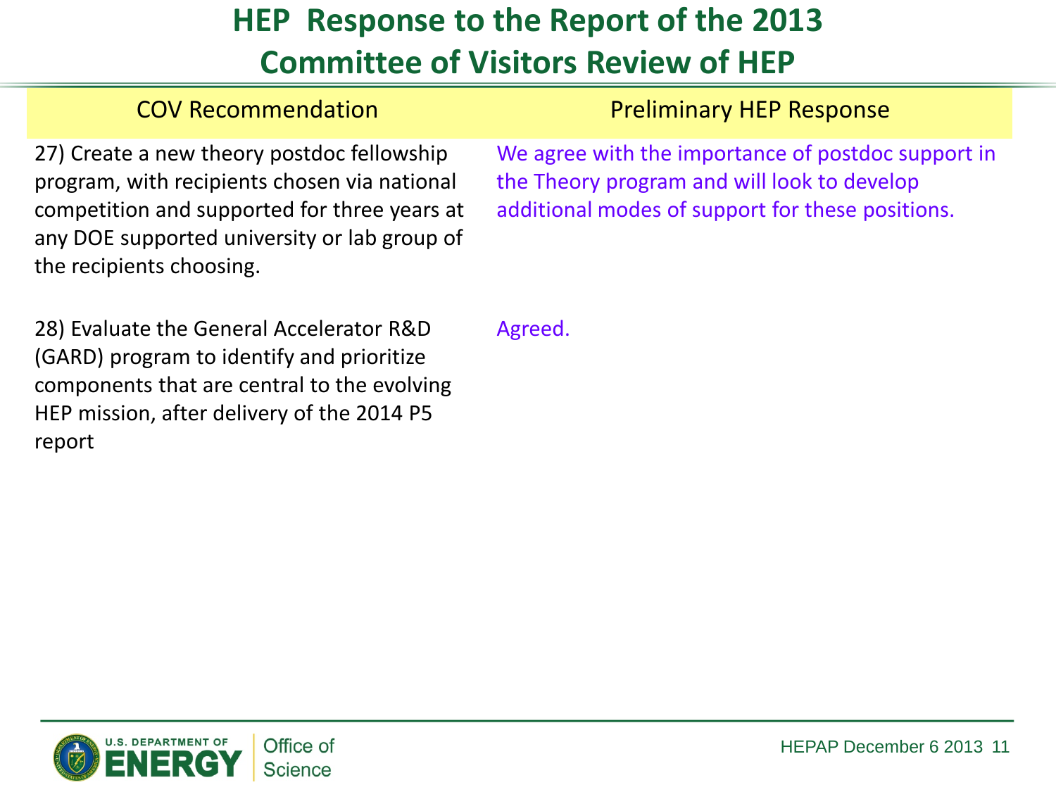# HEP Response to the Report of the 2013 Committee of Visitors Review of HEP

| COV Recommendation | Preliminary HEP Response |
|---|---|
| 27) Create a new theory postdoc fellowship program, with recipients chosen via national competition and supported for three years at any DOE supported university or lab group of the recipients choosing. | We agree with the importance of postdoc support in the Theory program and will look to develop additional modes of support for these positions. |
| 28) Evaluate the General Accelerator R&D (GARD) program to identify and prioritize components that are central to the evolving HEP mission, after delivery of the 2014 P5 report | Agreed. |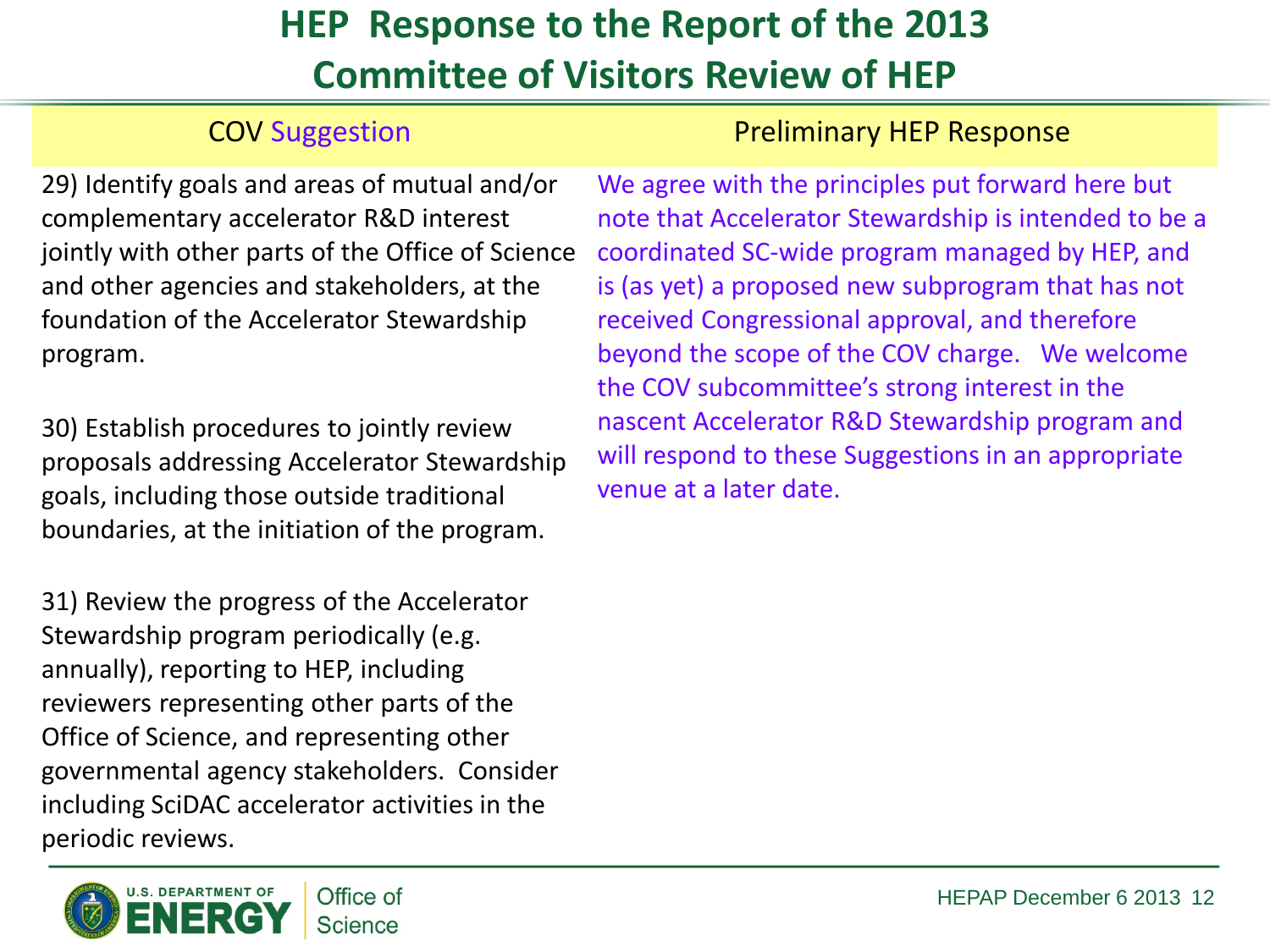# HEP Response to the Report of the 2013 Committee of Visitors Review of HEP

| COV Suggestion | Preliminary HEP Response |
| --- | --- |
| 29) Identify goals and areas of mutual and/or complementary accelerator R&D interest jointly with other parts of the Office of Science and other agencies and stakeholders, at the foundation of the Accelerator Stewardship program.<br><br>30) Establish procedures to jointly review proposals addressing Accelerator Stewardship goals, including those outside traditional boundaries, at the initiation of the program.<br><br>31) Review the progress of the Accelerator Stewardship program periodically (e.g. annually), reporting to HEP, including reviewers representing other parts of the Office of Science, and representing other governmental agency stakeholders. Consider including SciDAC accelerator activities in the periodic reviews. | We agree with the principles put forward here but note that Accelerator Stewardship is intended to be a coordinated SC-wide program managed by HEP, and is (as yet) a proposed new subprogram that has not received Congressional approval, and therefore beyond the scope of the COV charge. We welcome the COV subcommittee's strong interest in the nascent Accelerator R&D Stewardship program and will respond to these Suggestions in an appropriate venue at a later date. |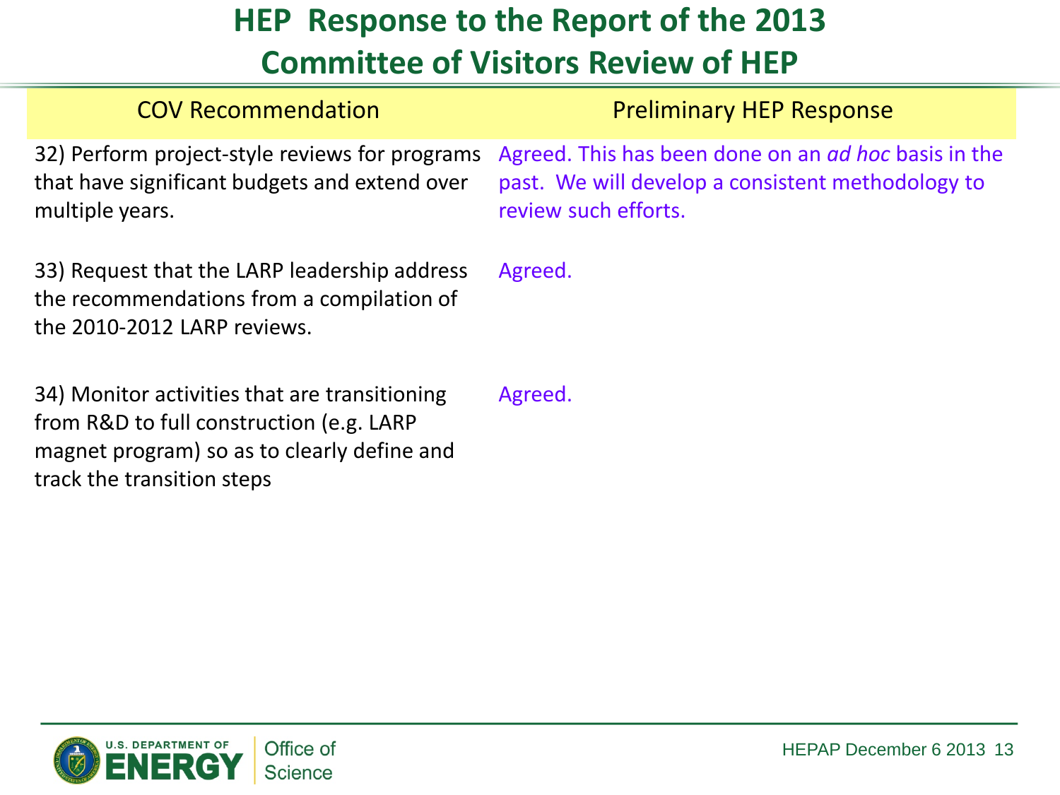# HEP Response to the Report of the 2013 Committee of Visitors Review of HEP

| COV Recommendation | Preliminary HEP Response |
| --- | --- |
| 32) Perform project-style reviews for programs that have significant budgets and extend over multiple years. | Agreed. This has been done on an *ad hoc* basis in the past. We will develop a consistent methodology to review such efforts. |
| 33) Request that the LARP leadership address the recommendations from a compilation of the 2010-2012 LARP reviews. | Agreed. |
| 34) Monitor activities that are transitioning from R&D to full construction (e.g. LARP magnet program) so as to clearly define and track the transition steps | Agreed. |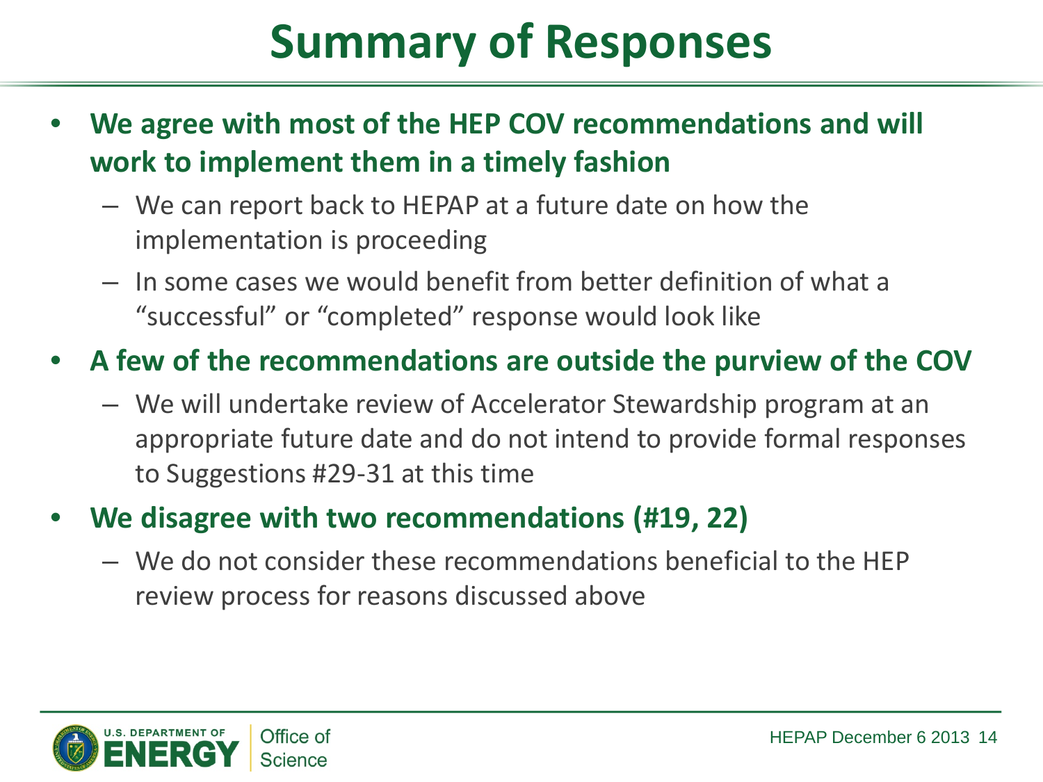# Summary of Responses

- **We agree with most of the HEP COV recommendations and will work to implement them in a timely fashion**
  - We can report back to HEPAP at a future date on how the implementation is proceeding
  - In some cases we would benefit from better definition of what a “successful” or “completed” response would look like
- **A few of the recommendations are outside the purview of the COV**
  - We will undertake review of Accelerator Stewardship program at an appropriate future date and do not intend to provide formal responses to Suggestions #29-31 at this time
- **We disagree with two recommendations (#19, 22)**
  - We do not consider these recommendations beneficial to the HEP review process for reasons discussed above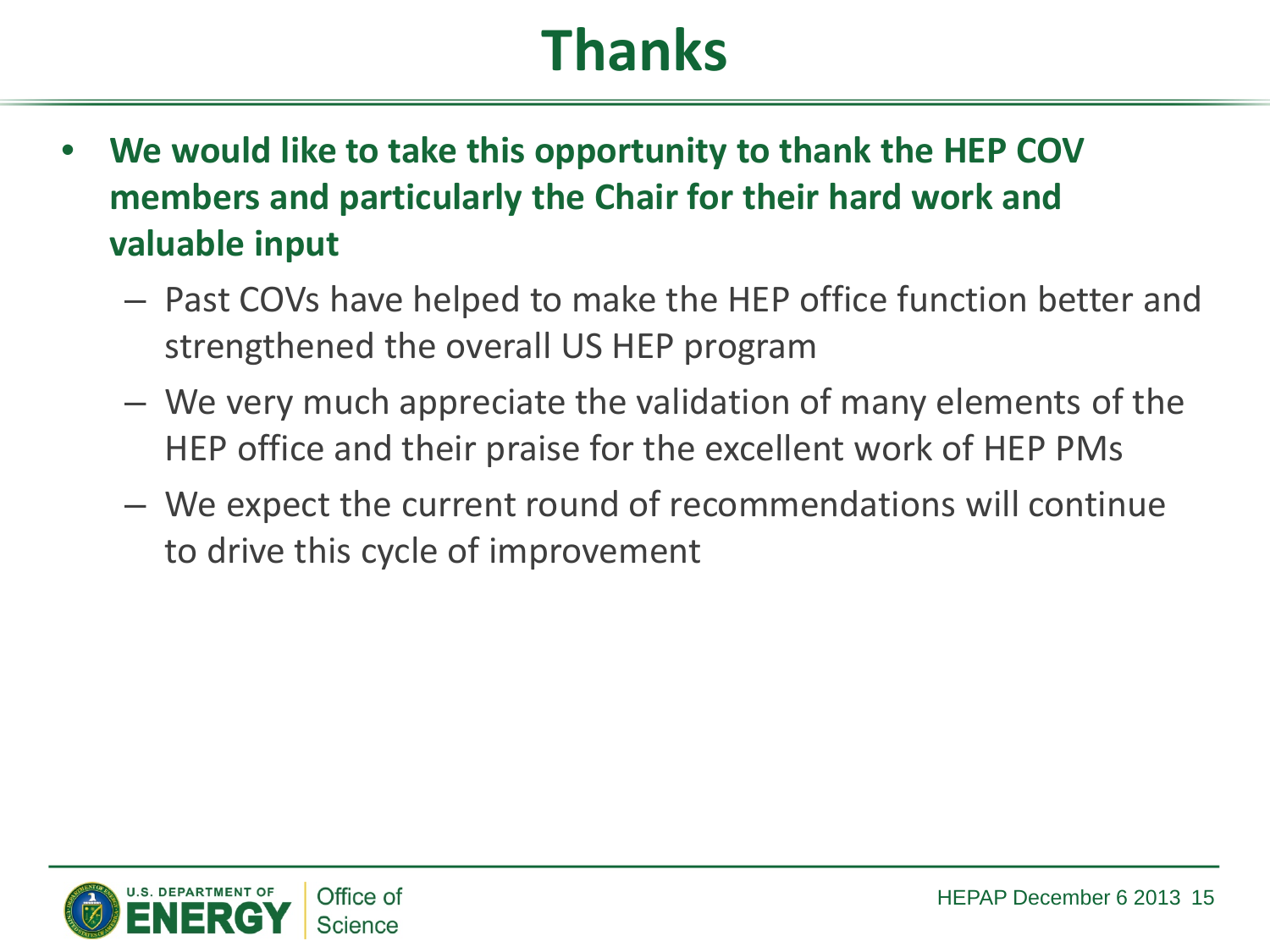# Thanks

- **We would like to take this opportunity to thank the HEP COV members and particularly the Chair for their hard work and valuable input**
  - Past COVs have helped to make the HEP office function better and strengthened the overall US HEP program
  - We very much appreciate the validation of many elements of the HEP office and their praise for the excellent work of HEP PMs
  - We expect the current round of recommendations will continue to drive this cycle of improvement